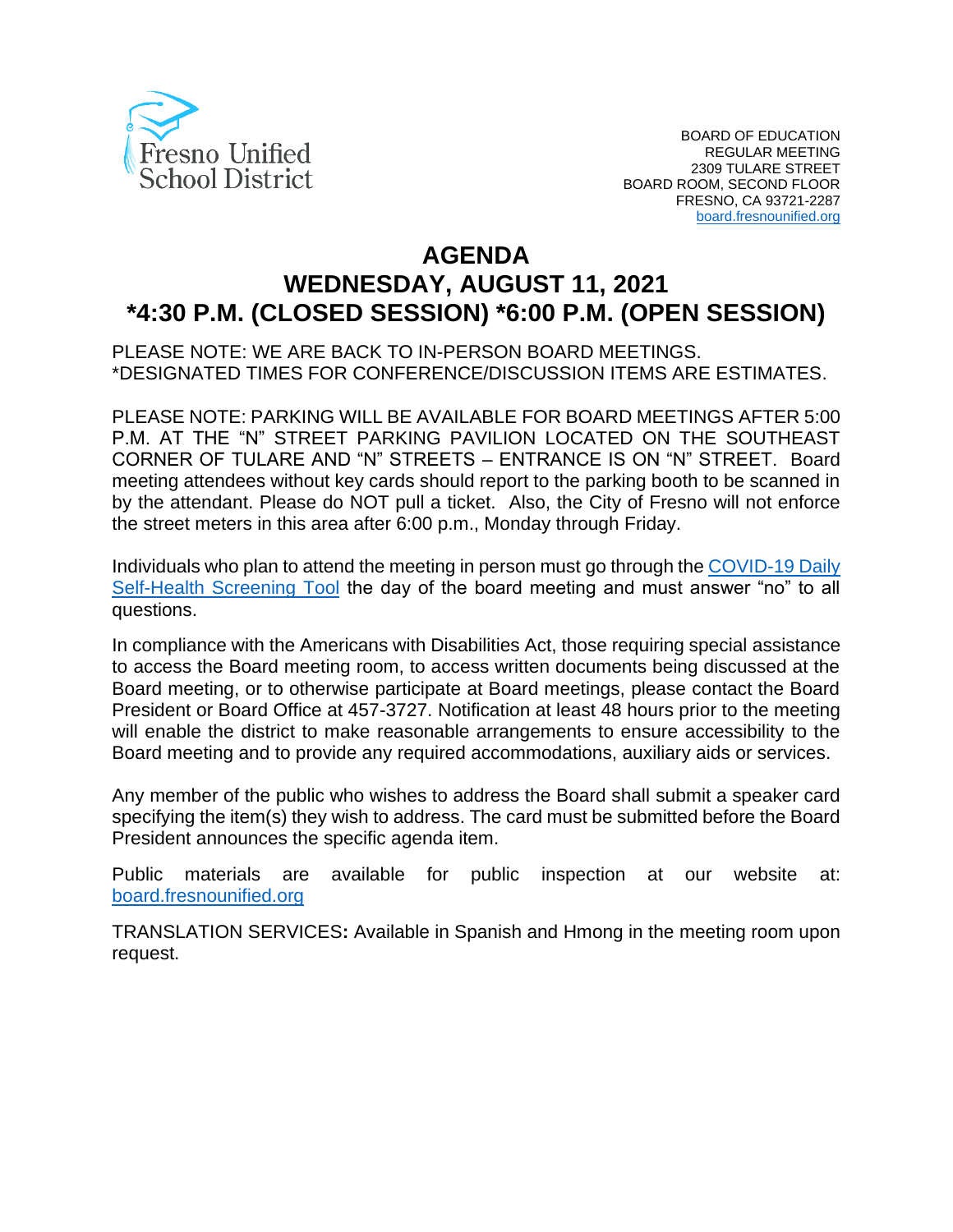Fresno Unified School District

BOARD OF EDUCATION
REGULAR MEETING
2309 TULARE STREET
BOARD ROOM, SECOND FLOOR
FRESNO, CA 93721-2287
board.fresnounified.org

# AGENDA
# WEDNESDAY, AUGUST 11, 2021
# *4:30 P.M. (CLOSED SESSION) *6:00 P.M. (OPEN SESSION)

PLEASE NOTE: WE ARE BACK TO IN-PERSON BOARD MEETINGS.
*DESIGNATED TIMES FOR CONFERENCE/DISCUSSION ITEMS ARE ESTIMATES.

PLEASE NOTE: PARKING WILL BE AVAILABLE FOR BOARD MEETINGS AFTER 5:00 P.M. AT THE "N" STREET PARKING PAVILION LOCATED ON THE SOUTHEAST CORNER OF TULARE AND "N" STREETS – ENTRANCE IS ON "N" STREET. Board meeting attendees without key cards should report to the parking booth to be scanned in by the attendant. Please do NOT pull a ticket. Also, the City of Fresno will not enforce the street meters in this area after 6:00 p.m., Monday through Friday.

Individuals who plan to attend the meeting in person must go through the COVID-19 Daily Self-Health Screening Tool the day of the board meeting and must answer "no" to all questions.

In compliance with the Americans with Disabilities Act, those requiring special assistance to access the Board meeting room, to access written documents being discussed at the Board meeting, or to otherwise participate at Board meetings, please contact the Board President or Board Office at 457-3727. Notification at least 48 hours prior to the meeting will enable the district to make reasonable arrangements to ensure accessibility to the Board meeting and to provide any required accommodations, auxiliary aids or services.

Any member of the public who wishes to address the Board shall submit a speaker card specifying the item(s) they wish to address. The card must be submitted before the Board President announces the specific agenda item.

Public materials are available for public inspection at our website at: board.fresnounified.org

TRANSLATION SERVICES**:** Available in Spanish and Hmong in the meeting room upon request.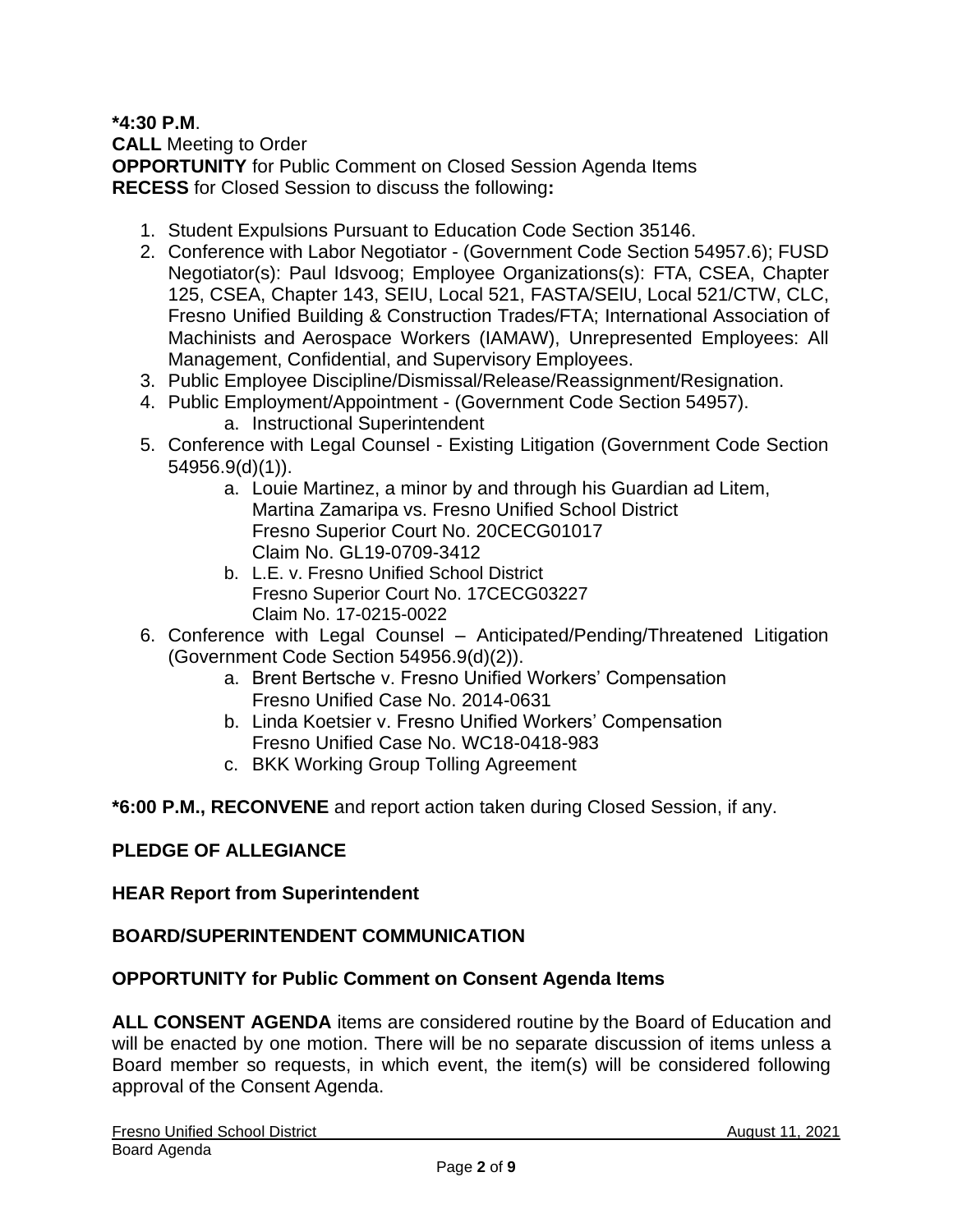**\*4:30 P.M**.
**CALL** Meeting to Order
**OPPORTUNITY** for Public Comment on Closed Session Agenda Items
**RECESS** for Closed Session to discuss the following**:**

1. Student Expulsions Pursuant to Education Code Section 35146.
2. Conference with Labor Negotiator - (Government Code Section 54957.6); FUSD Negotiator(s): Paul Idsvoog; Employee Organizations(s): FTA, CSEA, Chapter 125, CSEA, Chapter 143, SEIU, Local 521, FASTA/SEIU, Local 521/CTW, CLC, Fresno Unified Building & Construction Trades/FTA; International Association of Machinists and Aerospace Workers (IAMAW), Unrepresented Employees: All Management, Confidential, and Supervisory Employees.
3. Public Employee Discipline/Dismissal/Release/Reassignment/Resignation.
4. Public Employment/Appointment - (Government Code Section 54957).
   a. Instructional Superintendent
5. Conference with Legal Counsel - Existing Litigation (Government Code Section 54956.9(d)(1)).
   a. Louie Martinez, a minor by and through his Guardian ad Litem, Martina Zamaripa vs. Fresno Unified School District
      Fresno Superior Court No. 20CECG01017
      Claim No. GL19-0709-3412
   b. L.E. v. Fresno Unified School District
      Fresno Superior Court No. 17CECG03227
      Claim No. 17-0215-0022
6. Conference with Legal Counsel – Anticipated/Pending/Threatened Litigation (Government Code Section 54956.9(d)(2)).
   a. Brent Bertsche v. Fresno Unified Workers' Compensation
      Fresno Unified Case No. 2014-0631
   b. Linda Koetsier v. Fresno Unified Workers' Compensation
      Fresno Unified Case No. WC18-0418-983
   c. BKK Working Group Tolling Agreement

**\*6:00 P.M., RECONVENE** and report action taken during Closed Session, if any.

**PLEDGE OF ALLEGIANCE**

**HEAR Report from Superintendent**

**BOARD/SUPERINTENDENT COMMUNICATION**

**OPPORTUNITY for Public Comment on Consent Agenda Items**

**ALL CONSENT AGENDA** items are considered routine by the Board of Education and will be enacted by one motion. There will be no separate discussion of items unless a Board member so requests, in which event, the item(s) will be considered following approval of the Consent Agenda.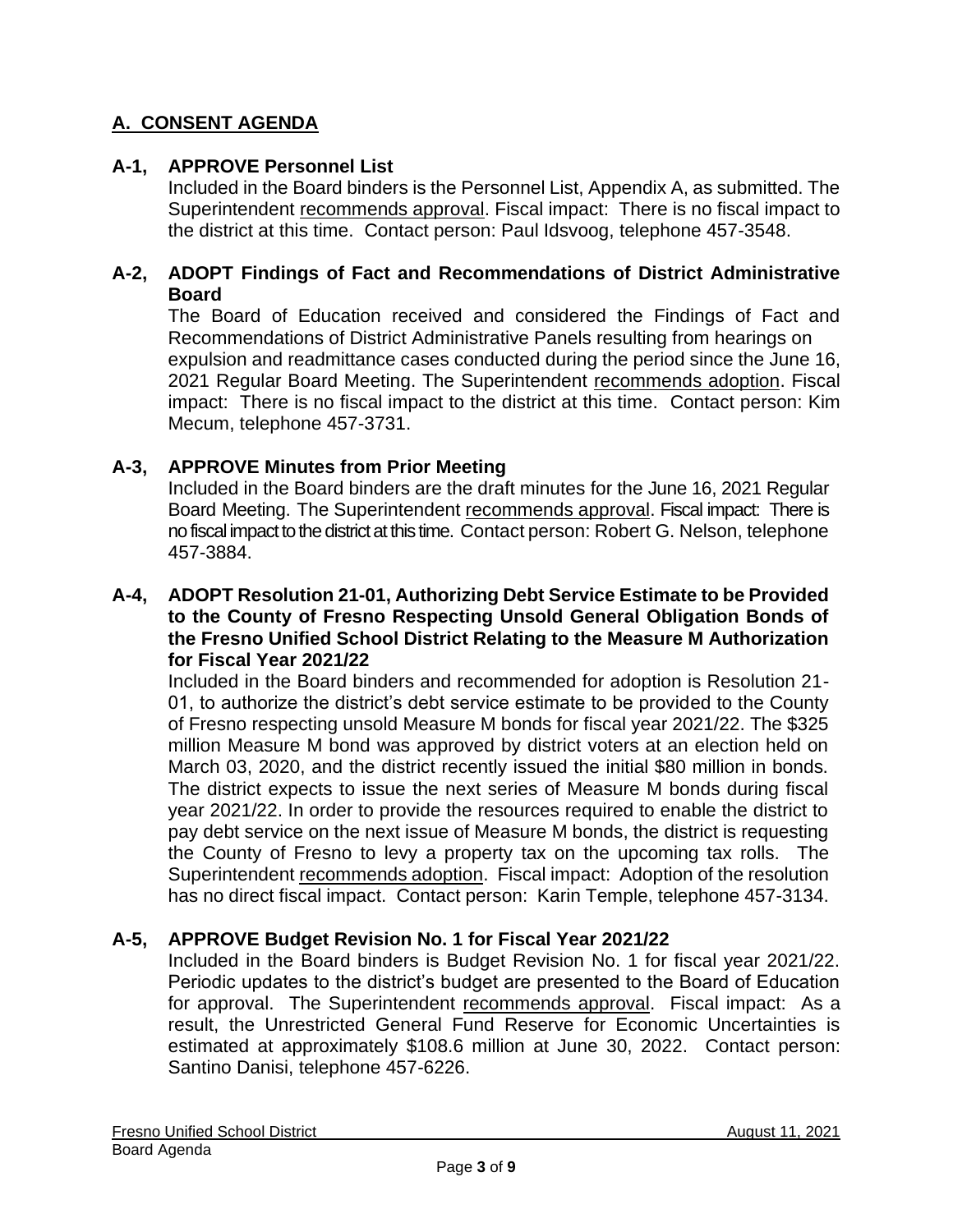## A. CONSENT AGENDA

### A-1, APPROVE Personnel List

Included in the Board binders is the Personnel List, Appendix A, as submitted. The Superintendent recommends approval. Fiscal impact: There is no fiscal impact to the district at this time. Contact person: Paul Idsvoog, telephone 457-3548.

### A-2, ADOPT Findings of Fact and Recommendations of District Administrative Board

The Board of Education received and considered the Findings of Fact and Recommendations of District Administrative Panels resulting from hearings on expulsion and readmittance cases conducted during the period since the June 16, 2021 Regular Board Meeting. The Superintendent recommends adoption. Fiscal impact: There is no fiscal impact to the district at this time. Contact person: Kim Mecum, telephone 457-3731.

### A-3, APPROVE Minutes from Prior Meeting

Included in the Board binders are the draft minutes for the June 16, 2021 Regular Board Meeting. The Superintendent recommends approval. Fiscal impact: There is no fiscal impact to the district at this time. Contact person: Robert G. Nelson, telephone 457-3884.

### A-4, ADOPT Resolution 21-01, Authorizing Debt Service Estimate to be Provided to the County of Fresno Respecting Unsold General Obligation Bonds of the Fresno Unified School District Relating to the Measure M Authorization for Fiscal Year 2021/22

Included in the Board binders and recommended for adoption is Resolution 21-01, to authorize the district's debt service estimate to be provided to the County of Fresno respecting unsold Measure M bonds for fiscal year 2021/22. The $325 million Measure M bond was approved by district voters at an election held on March 03, 2020, and the district recently issued the initial $80 million in bonds. The district expects to issue the next series of Measure M bonds during fiscal year 2021/22. In order to provide the resources required to enable the district to pay debt service on the next issue of Measure M bonds, the district is requesting the County of Fresno to levy a property tax on the upcoming tax rolls. The Superintendent recommends adoption. Fiscal impact: Adoption of the resolution has no direct fiscal impact. Contact person: Karin Temple, telephone 457-3134.

### A-5, APPROVE Budget Revision No. 1 for Fiscal Year 2021/22

Included in the Board binders is Budget Revision No. 1 for fiscal year 2021/22. Periodic updates to the district's budget are presented to the Board of Education for approval. The Superintendent recommends approval. Fiscal impact: As a result, the Unrestricted General Fund Reserve for Economic Uncertainties is estimated at approximately $108.6 million at June 30, 2022. Contact person: Santino Danisi, telephone 457-6226.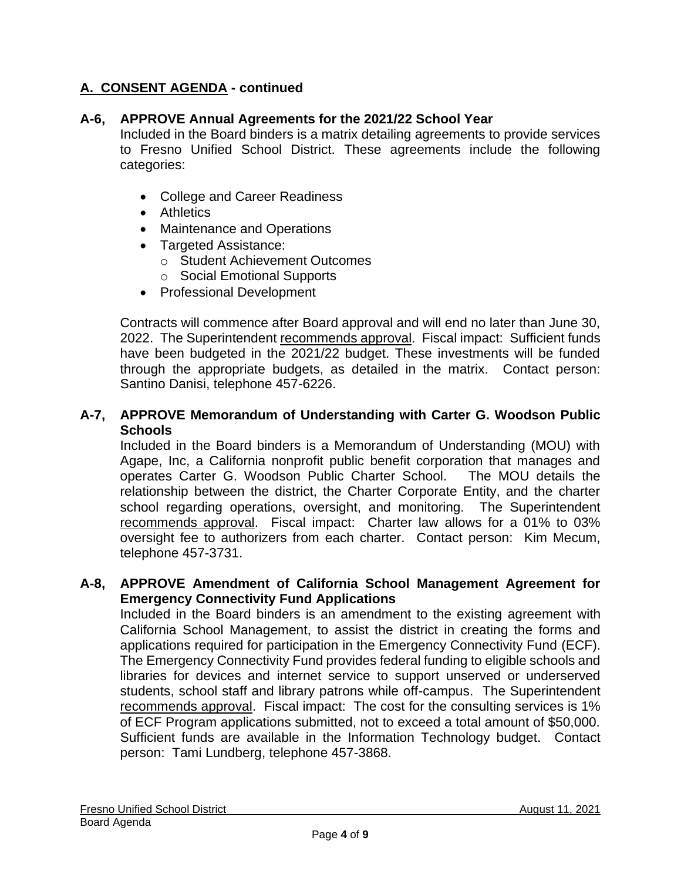## A. CONSENT AGENDA - continued

### A-6, APPROVE Annual Agreements for the 2021/22 School Year

Included in the Board binders is a matrix detailing agreements to provide services to Fresno Unified School District. These agreements include the following categories:

- College and Career Readiness
- Athletics
- Maintenance and Operations
- Targeted Assistance:
  - Student Achievement Outcomes
  - Social Emotional Supports
- Professional Development

Contracts will commence after Board approval and will end no later than June 30, 2022. The Superintendent recommends approval. Fiscal impact: Sufficient funds have been budgeted in the 2021/22 budget. These investments will be funded through the appropriate budgets, as detailed in the matrix. Contact person: Santino Danisi, telephone 457-6226.

### A-7, APPROVE Memorandum of Understanding with Carter G. Woodson Public Schools

Included in the Board binders is a Memorandum of Understanding (MOU) with Agape, Inc, a California nonprofit public benefit corporation that manages and operates Carter G. Woodson Public Charter School. The MOU details the relationship between the district, the Charter Corporate Entity, and the charter school regarding operations, oversight, and monitoring. The Superintendent recommends approval. Fiscal impact: Charter law allows for a 01% to 03% oversight fee to authorizers from each charter. Contact person: Kim Mecum, telephone 457-3731.

### A-8, APPROVE Amendment of California School Management Agreement for Emergency Connectivity Fund Applications

Included in the Board binders is an amendment to the existing agreement with California School Management, to assist the district in creating the forms and applications required for participation in the Emergency Connectivity Fund (ECF). The Emergency Connectivity Fund provides federal funding to eligible schools and libraries for devices and internet service to support unserved or underserved students, school staff and library patrons while off-campus. The Superintendent recommends approval. Fiscal impact: The cost for the consulting services is 1% of ECF Program applications submitted, not to exceed a total amount of $50,000. Sufficient funds are available in the Information Technology budget. Contact person: Tami Lundberg, telephone 457-3868.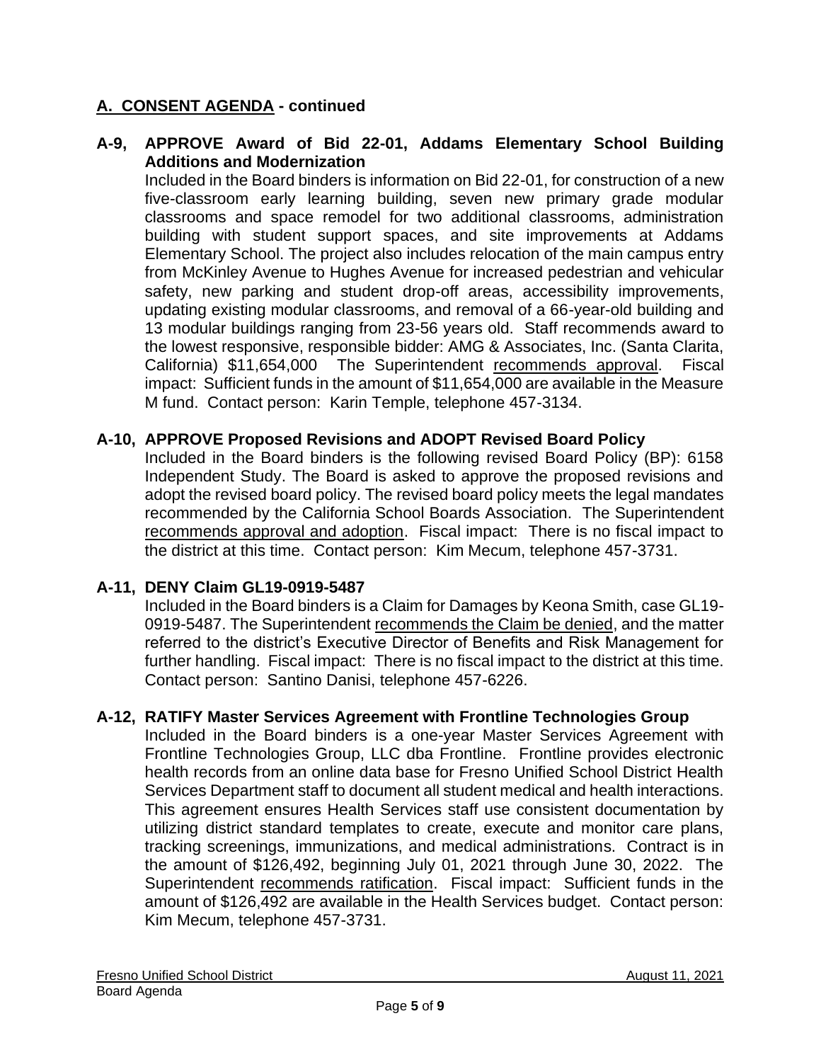## A. CONSENT AGENDA - continued

### A-9, APPROVE Award of Bid 22-01, Addams Elementary School Building Additions and Modernization

Included in the Board binders is information on Bid 22-01, for construction of a new five-classroom early learning building, seven new primary grade modular classrooms and space remodel for two additional classrooms, administration building with student support spaces, and site improvements at Addams Elementary School. The project also includes relocation of the main campus entry from McKinley Avenue to Hughes Avenue for increased pedestrian and vehicular safety, new parking and student drop-off areas, accessibility improvements, updating existing modular classrooms, and removal of a 66-year-old building and 13 modular buildings ranging from 23-56 years old. Staff recommends award to the lowest responsive, responsible bidder: AMG & Associates, Inc. (Santa Clarita, California) $11,654,000 The Superintendent recommends approval. Fiscal impact: Sufficient funds in the amount of $11,654,000 are available in the Measure M fund. Contact person: Karin Temple, telephone 457-3134.

### A-10, APPROVE Proposed Revisions and ADOPT Revised Board Policy

Included in the Board binders is the following revised Board Policy (BP): 6158 Independent Study. The Board is asked to approve the proposed revisions and adopt the revised board policy. The revised board policy meets the legal mandates recommended by the California School Boards Association. The Superintendent recommends approval and adoption. Fiscal impact: There is no fiscal impact to the district at this time. Contact person: Kim Mecum, telephone 457-3731.

### A-11, DENY Claim GL19-0919-5487

Included in the Board binders is a Claim for Damages by Keona Smith, case GL19-0919-5487. The Superintendent recommends the Claim be denied, and the matter referred to the district's Executive Director of Benefits and Risk Management for further handling. Fiscal impact: There is no fiscal impact to the district at this time. Contact person: Santino Danisi, telephone 457-6226.

### A-12, RATIFY Master Services Agreement with Frontline Technologies Group

Included in the Board binders is a one-year Master Services Agreement with Frontline Technologies Group, LLC dba Frontline. Frontline provides electronic health records from an online data base for Fresno Unified School District Health Services Department staff to document all student medical and health interactions. This agreement ensures Health Services staff use consistent documentation by utilizing district standard templates to create, execute and monitor care plans, tracking screenings, immunizations, and medical administrations. Contract is in the amount of $126,492, beginning July 01, 2021 through June 30, 2022. The Superintendent recommends ratification. Fiscal impact: Sufficient funds in the amount of $126,492 are available in the Health Services budget. Contact person: Kim Mecum, telephone 457-3731.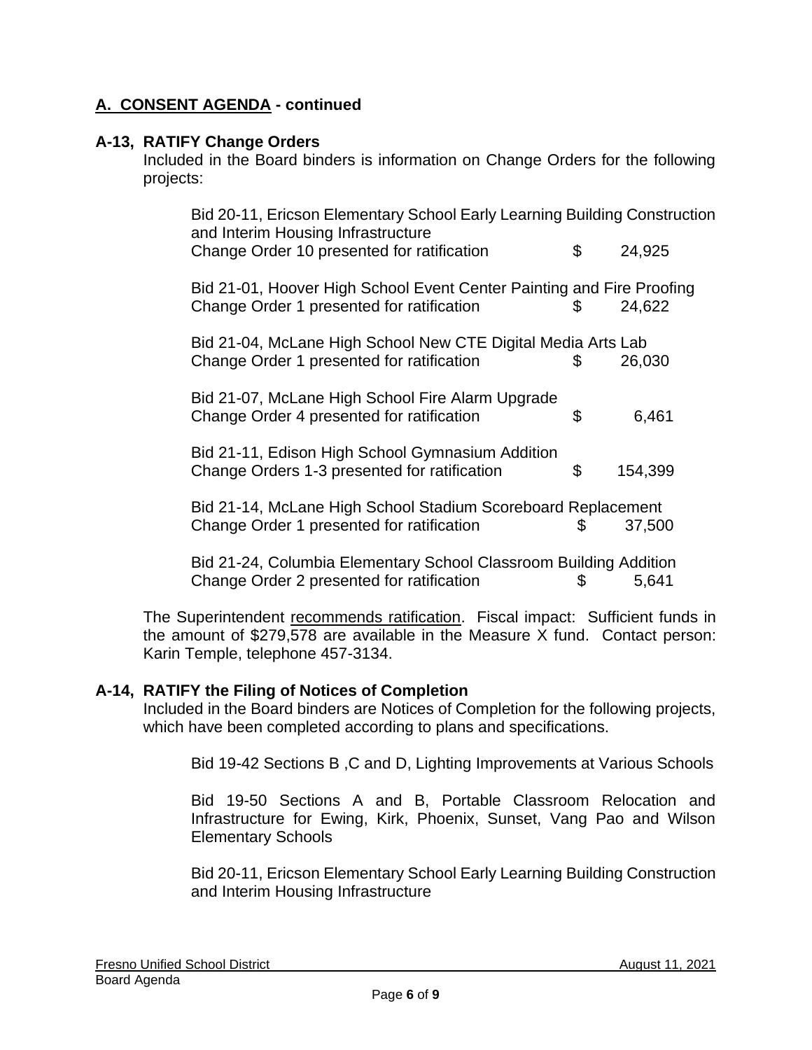## A. CONSENT AGENDA - continued

### A-13, RATIFY Change Orders

Included in the Board binders is information on Change Orders for the following projects:

Bid 20-11, Ericson Elementary School Early Learning Building Construction and Interim Housing Infrastructure
Change Order 10 presented for ratification $ 24,925

Bid 21-01, Hoover High School Event Center Painting and Fire Proofing
Change Order 1 presented for ratification $ 24,622

Bid 21-04, McLane High School New CTE Digital Media Arts Lab
Change Order 1 presented for ratification $ 26,030

Bid 21-07, McLane High School Fire Alarm Upgrade
Change Order 4 presented for ratification $ 6,461

Bid 21-11, Edison High School Gymnasium Addition
Change Orders 1-3 presented for ratification $ 154,399

Bid 21-14, McLane High School Stadium Scoreboard Replacement
Change Order 1 presented for ratification $ 37,500

Bid 21-24, Columbia Elementary School Classroom Building Addition
Change Order 2 presented for ratification $ 5,641

The Superintendent recommends ratification. Fiscal impact: Sufficient funds in the amount of $279,578 are available in the Measure X fund. Contact person: Karin Temple, telephone 457-3134.

### A-14, RATIFY the Filing of Notices of Completion

Included in the Board binders are Notices of Completion for the following projects, which have been completed according to plans and specifications.

Bid 19-42 Sections B ,C and D, Lighting Improvements at Various Schools

Bid 19-50 Sections A and B, Portable Classroom Relocation and Infrastructure for Ewing, Kirk, Phoenix, Sunset, Vang Pao and Wilson Elementary Schools

Bid 20-11, Ericson Elementary School Early Learning Building Construction and Interim Housing Infrastructure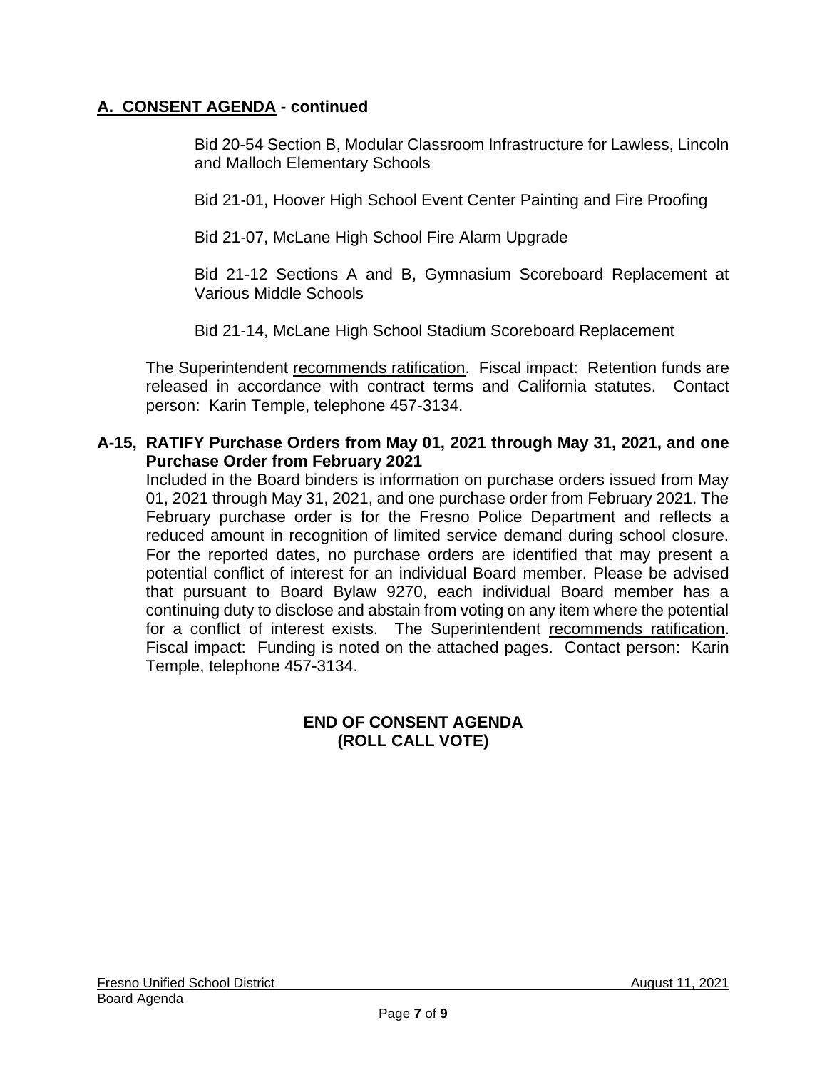## A. CONSENT AGENDA - continued

Bid 20-54 Section B, Modular Classroom Infrastructure for Lawless, Lincoln and Malloch Elementary Schools

Bid 21-01, Hoover High School Event Center Painting and Fire Proofing

Bid 21-07, McLane High School Fire Alarm Upgrade

Bid 21-12 Sections A and B, Gymnasium Scoreboard Replacement at Various Middle Schools

Bid 21-14, McLane High School Stadium Scoreboard Replacement

The Superintendent recommends ratification. Fiscal impact: Retention funds are released in accordance with contract terms and California statutes. Contact person: Karin Temple, telephone 457-3134.

**A-15, RATIFY Purchase Orders from May 01, 2021 through May 31, 2021, and one Purchase Order from February 2021**

Included in the Board binders is information on purchase orders issued from May 01, 2021 through May 31, 2021, and one purchase order from February 2021. The February purchase order is for the Fresno Police Department and reflects a reduced amount in recognition of limited service demand during school closure. For the reported dates, no purchase orders are identified that may present a potential conflict of interest for an individual Board member. Please be advised that pursuant to Board Bylaw 9270, each individual Board member has a continuing duty to disclose and abstain from voting on any item where the potential for a conflict of interest exists. The Superintendent recommends ratification. Fiscal impact: Funding is noted on the attached pages. Contact person: Karin Temple, telephone 457-3134.

**END OF CONSENT AGENDA**
**(ROLL CALL VOTE)**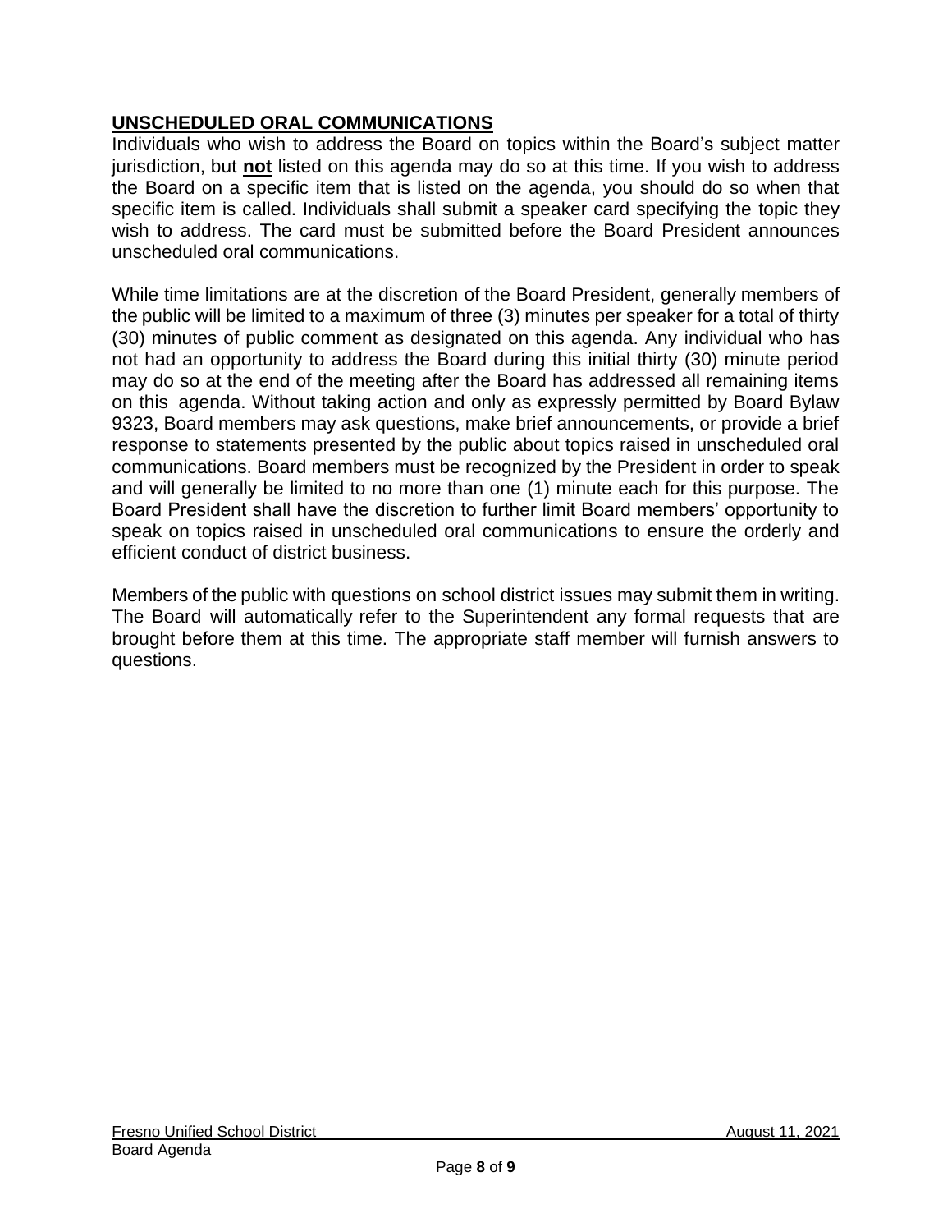## UNSCHEDULED ORAL COMMUNICATIONS

Individuals who wish to address the Board on topics within the Board's subject matter jurisdiction, but **not** listed on this agenda may do so at this time. If you wish to address the Board on a specific item that is listed on the agenda, you should do so when that specific item is called. Individuals shall submit a speaker card specifying the topic they wish to address. The card must be submitted before the Board President announces unscheduled oral communications.

While time limitations are at the discretion of the Board President, generally members of the public will be limited to a maximum of three (3) minutes per speaker for a total of thirty (30) minutes of public comment as designated on this agenda. Any individual who has not had an opportunity to address the Board during this initial thirty (30) minute period may do so at the end of the meeting after the Board has addressed all remaining items on this agenda. Without taking action and only as expressly permitted by Board Bylaw 9323, Board members may ask questions, make brief announcements, or provide a brief response to statements presented by the public about topics raised in unscheduled oral communications. Board members must be recognized by the President in order to speak and will generally be limited to no more than one (1) minute each for this purpose. The Board President shall have the discretion to further limit Board members' opportunity to speak on topics raised in unscheduled oral communications to ensure the orderly and efficient conduct of district business.

Members of the public with questions on school district issues may submit them in writing. The Board will automatically refer to the Superintendent any formal requests that are brought before them at this time. The appropriate staff member will furnish answers to questions.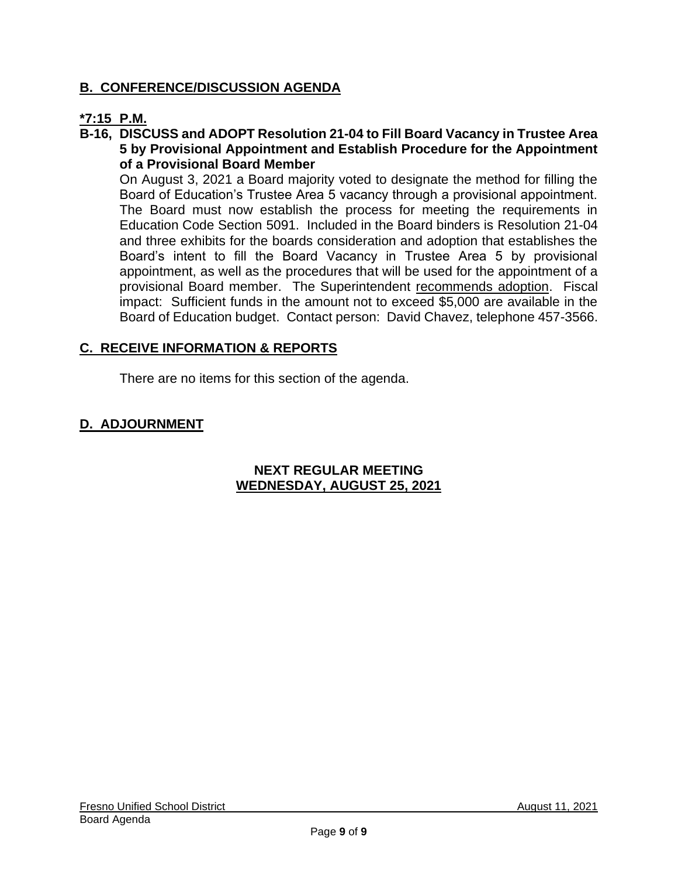## B. CONFERENCE/DISCUSSION AGENDA

**\*7:15 P.M.**

**B-16, DISCUSS and ADOPT Resolution 21-04 to Fill Board Vacancy in Trustee Area 5 by Provisional Appointment and Establish Procedure for the Appointment of a Provisional Board Member**

On August 3, 2021 a Board majority voted to designate the method for filling the Board of Education's Trustee Area 5 vacancy through a provisional appointment. The Board must now establish the process for meeting the requirements in Education Code Section 5091. Included in the Board binders is Resolution 21-04 and three exhibits for the boards consideration and adoption that establishes the Board's intent to fill the Board Vacancy in Trustee Area 5 by provisional appointment, as well as the procedures that will be used for the appointment of a provisional Board member. The Superintendent recommends adoption. Fiscal impact: Sufficient funds in the amount not to exceed $5,000 are available in the Board of Education budget. Contact person: David Chavez, telephone 457-3566.

## C. RECEIVE INFORMATION & REPORTS

There are no items for this section of the agenda.

## D. ADJOURNMENT

**NEXT REGULAR MEETING**
**WEDNESDAY, AUGUST 25, 2021**